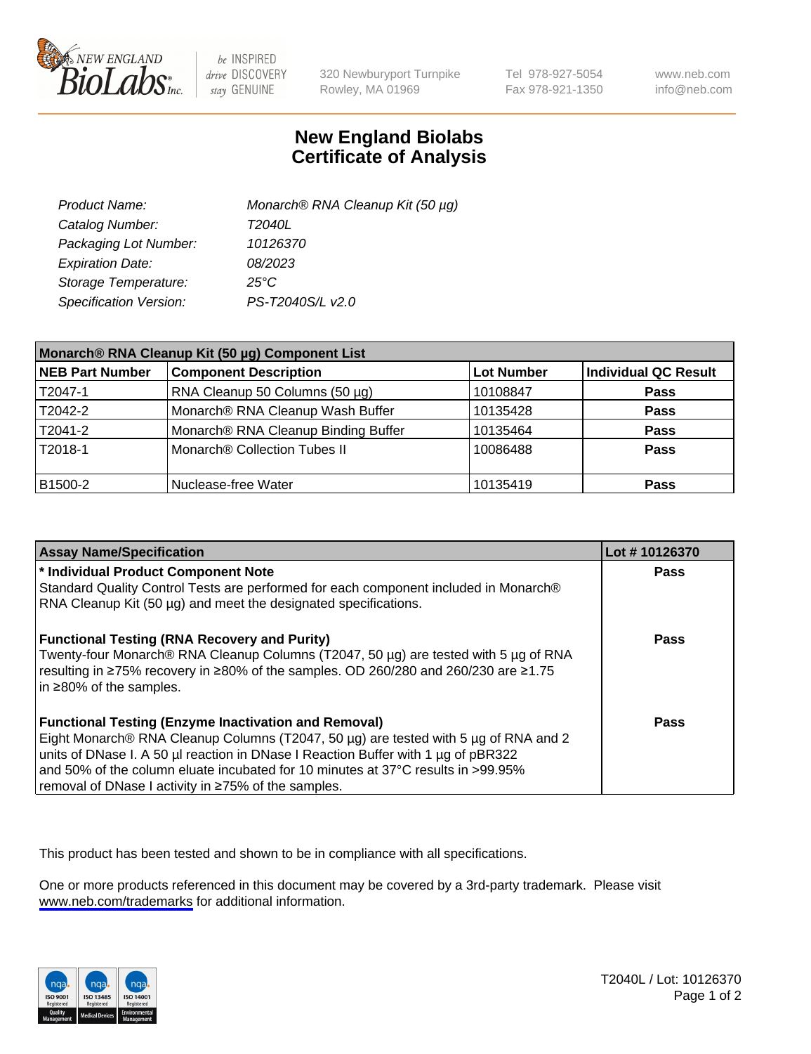# New England Biolabs Certificate of Analysis

| | |
|---|---|
| Product Name: | Monarch® RNA Cleanup Kit (50 µg) |
| Catalog Number: | T2040L |
| Packaging Lot Number: | 10126370 |
| Expiration Date: | 08/2023 |
| Storage Temperature: | 25°C |
| Specification Version: | PS-T2040S/L v2.0 |

| Monarch® RNA Cleanup Kit (50 µg) Component List | | | |
|---|---|---|---|
| **NEB Part Number** | **Component Description** | **Lot Number** | **Individual QC Result** |
| T2047-1 | RNA Cleanup 50 Columns (50 µg) | 10108847 | **Pass** |
| T2042-2 | Monarch® RNA Cleanup Wash Buffer | 10135428 | **Pass** |
| T2041-2 | Monarch® RNA Cleanup Binding Buffer | 10135464 | **Pass** |
| T2018-1 | Monarch® Collection Tubes II | 10086488 | **Pass** |
| B1500-2 | Nuclease-free Water | 10135419 | **Pass** |

| Assay Name/Specification | Lot # 10126370 |
|---|---|
| **\* Individual Product Component Note** Standard Quality Control Tests are performed for each component included in Monarch® RNA Cleanup Kit (50 µg) and meet the designated specifications. | **Pass** |
| **Functional Testing (RNA Recovery and Purity)** Twenty-four Monarch® RNA Cleanup Columns (T2047, 50 µg) are tested with 5 µg of RNA resulting in ≥75% recovery in ≥80% of the samples. OD 260/280 and 260/230 are ≥1.75 in ≥80% of the samples. | **Pass** |
| **Functional Testing (Enzyme Inactivation and Removal)** Eight Monarch® RNA Cleanup Columns (T2047, 50 µg) are tested with 5 µg of RNA and 2 units of DNase I. A 50 µl reaction in DNase I Reaction Buffer with 1 µg of pBR322 and 50% of the column eluate incubated for 10 minutes at 37°C results in >99.95% removal of DNase I activity in ≥75% of the samples. | **Pass** |

This product has been tested and shown to be in compliance with all specifications.

One or more products referenced in this document may be covered by a 3rd-party trademark. Please visit www.neb.com/trademarks for additional information.

T2040L / Lot: 10126370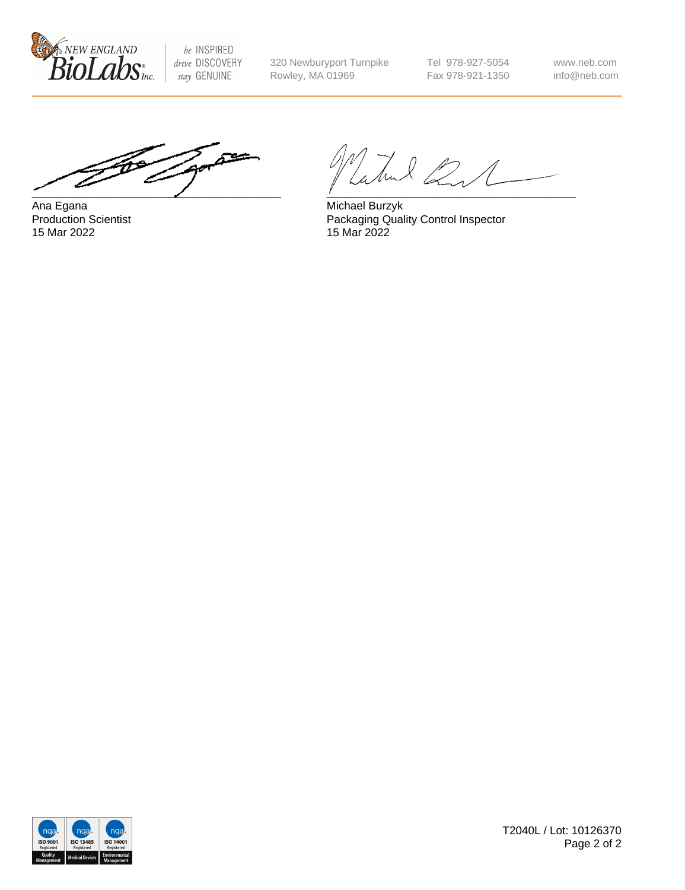Ana Egana
Production Scientist
15 Mar 2022

Michael Burzyk
Packaging Quality Control Inspector
15 Mar 2022

T2040L / Lot: 10126370